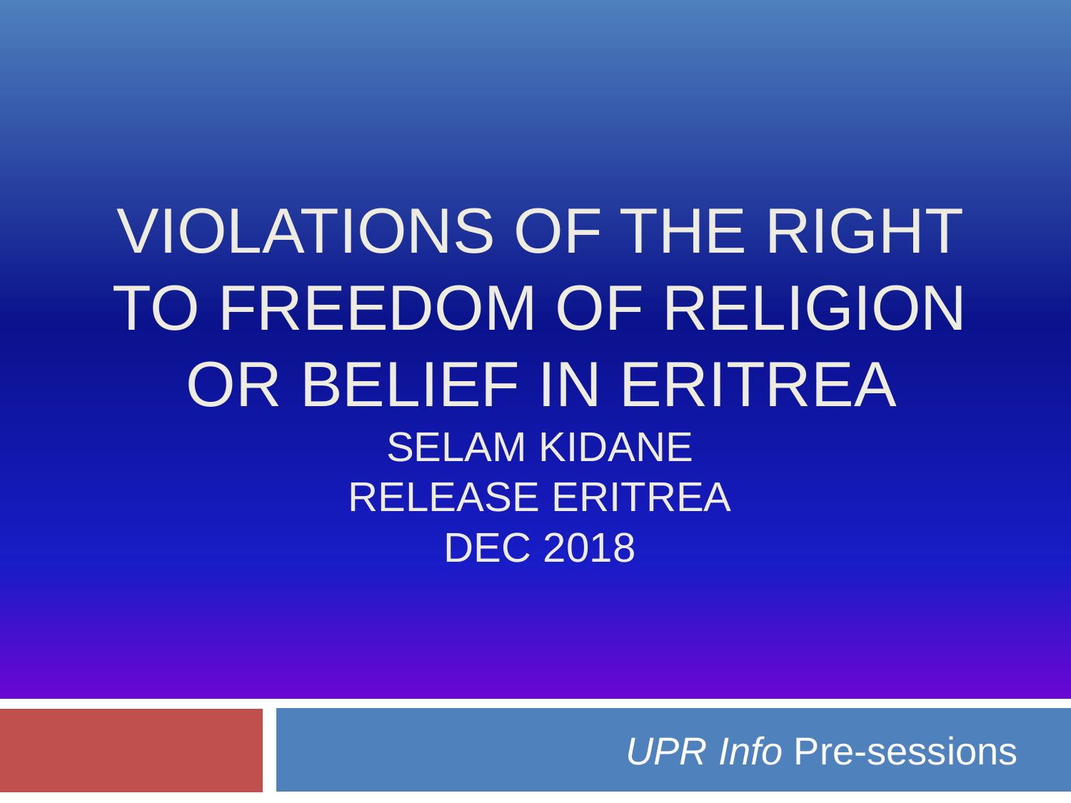# VIOLATIONS OF THE RIGHT TO FREEDOM OF RELIGION OR BELIEF IN ERITREA

SELAM KIDANE

RELEASE ERITREA

DEC 2018

*UPR Info* Pre-sessions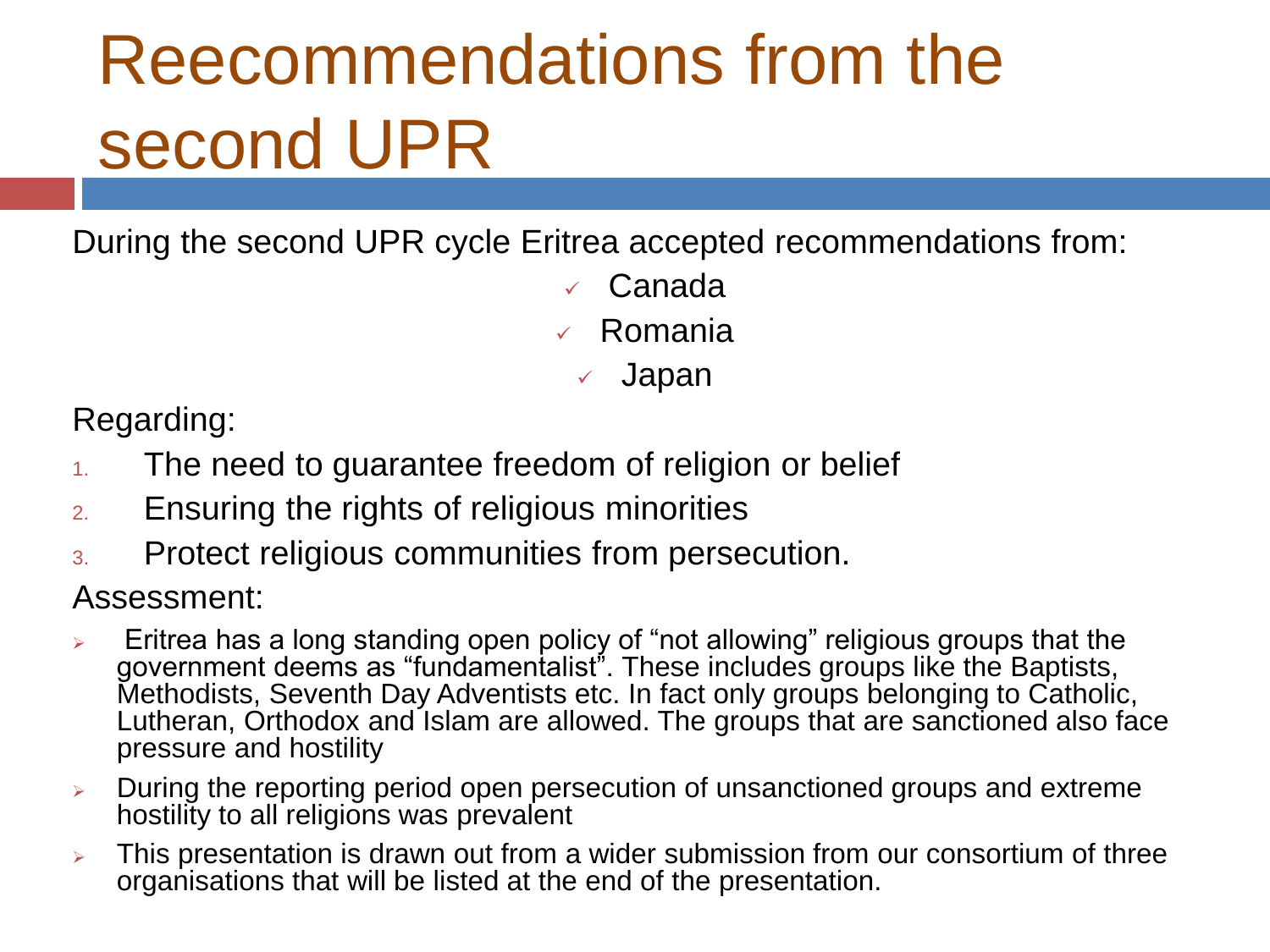# Reecommendations from the second UPR

During the second UPR cycle Eritrea accepted recommendations from:

- ✓ Canada
- ✓ Romania
- ✓ Japan

Regarding:

1. The need to guarantee freedom of religion or belief
2. Ensuring the rights of religious minorities
3. Protect religious communities from persecution.

Assessment:

- Eritrea has a long standing open policy of "not allowing" religious groups that the government deems as "fundamentalist". These includes groups like the Baptists, Methodists, Seventh Day Adventists etc. In fact only groups belonging to Catholic, Lutheran, Orthodox and Islam are allowed. The groups that are sanctioned also face pressure and hostility
- During the reporting period open persecution of unsanctioned groups and extreme hostility to all religions was prevalent
- This presentation is drawn out from a wider submission from our consortium of three organisations that will be listed at the end of the presentation.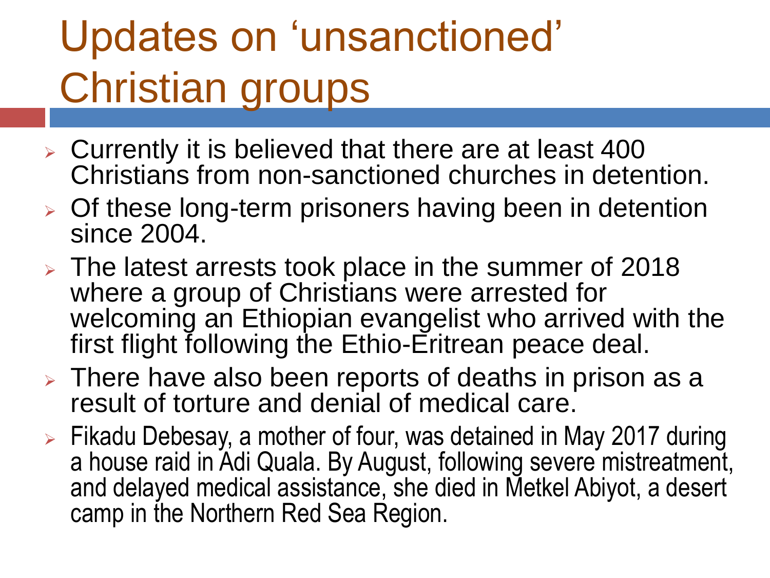# Updates on ‘unsanctioned’ Christian groups

- Currently it is believed that there are at least 400 Christians from non-sanctioned churches in detention.
- Of these long-term prisoners having been in detention since 2004.
- The latest arrests took place in the summer of 2018 where a group of Christians were arrested for welcoming an Ethiopian evangelist who arrived with the first flight following the Ethio-Eritrean peace deal.
- There have also been reports of deaths in prison as a result of torture and denial of medical care.
- Fikadu Debesay, a mother of four, was detained in May 2017 during a house raid in Adi Quala. By August, following severe mistreatment, and delayed medical assistance, she died in Metkel Abiyot, a desert camp in the Northern Red Sea Region.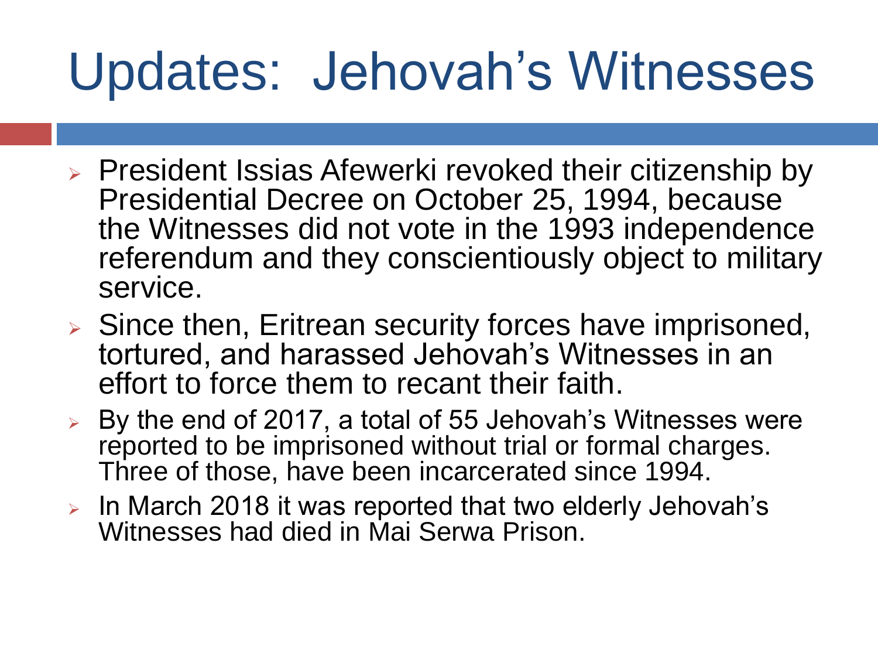# Updates: Jehovah's Witnesses

- President Issias Afewerki revoked their citizenship by Presidential Decree on October 25, 1994, because the Witnesses did not vote in the 1993 independence referendum and they conscientiously object to military service.
- Since then, Eritrean security forces have imprisoned, tortured, and harassed Jehovah's Witnesses in an effort to force them to recant their faith.
- By the end of 2017, a total of 55 Jehovah's Witnesses were reported to be imprisoned without trial or formal charges. Three of those, have been incarcerated since 1994.
- In March 2018 it was reported that two elderly Jehovah's Witnesses had died in Mai Serwa Prison.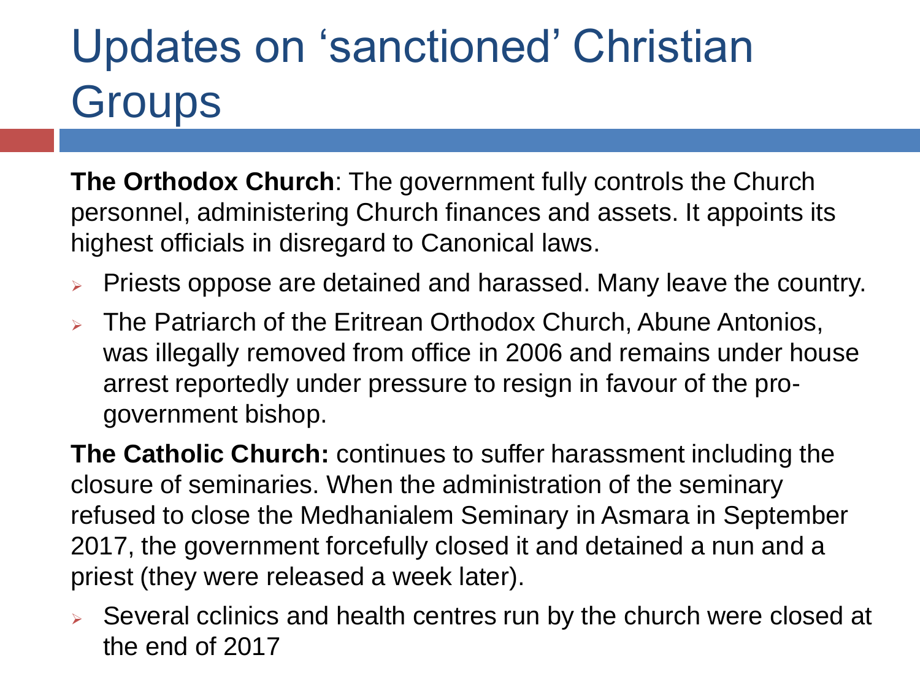# Updates on 'sanctioned' Christian Groups

**The Orthodox Church**: The government fully controls the Church personnel, administering Church finances and assets. It appoints its highest officials in disregard to Canonical laws.

- Priests oppose are detained and harassed. Many leave the country.
- The Patriarch of the Eritrean Orthodox Church, Abune Antonios, was illegally removed from office in 2006 and remains under house arrest reportedly under pressure to resign in favour of the pro-government bishop.

**The Catholic Church:** continues to suffer harassment including the closure of seminaries. When the administration of the seminary refused to close the Medhanialem Seminary in Asmara in September 2017, the government forcefully closed it and detained a nun and a priest (they were released a week later).

- Several cclinics and health centres run by the church were closed at the end of 2017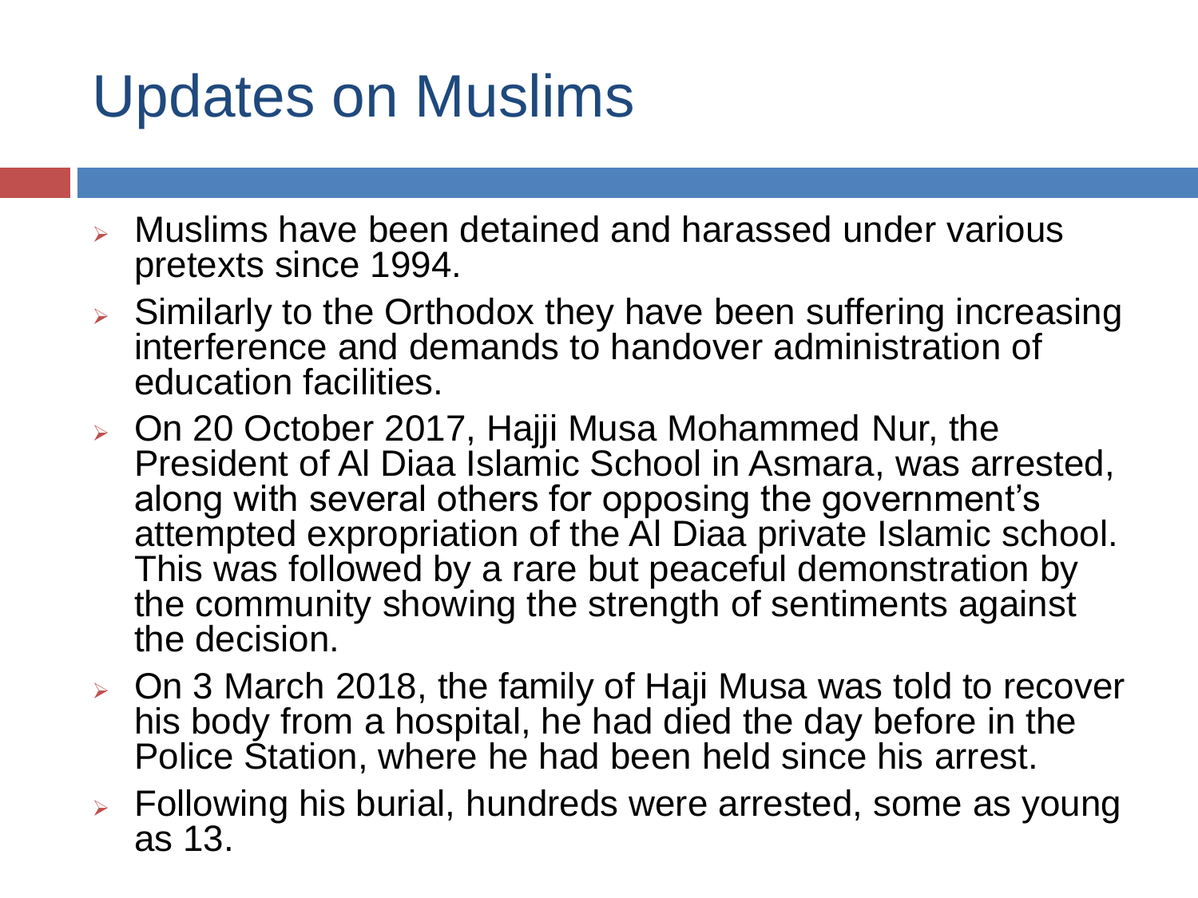# Updates on Muslims

- Muslims have been detained and harassed under various pretexts since 1994.
- Similarly to the Orthodox they have been suffering increasing interference and demands to handover administration of education facilities.
- On 20 October 2017, Hajji Musa Mohammed Nur, the President of Al Diaa Islamic School in Asmara, was arrested, along with several others for opposing the government's attempted expropriation of the Al Diaa private Islamic school. This was followed by a rare but peaceful demonstration by the community showing the strength of sentiments against the decision.
- On 3 March 2018, the family of Haji Musa was told to recover his body from a hospital, he had died the day before in the Police Station, where he had been held since his arrest.
- Following his burial, hundreds were arrested, some as young as 13.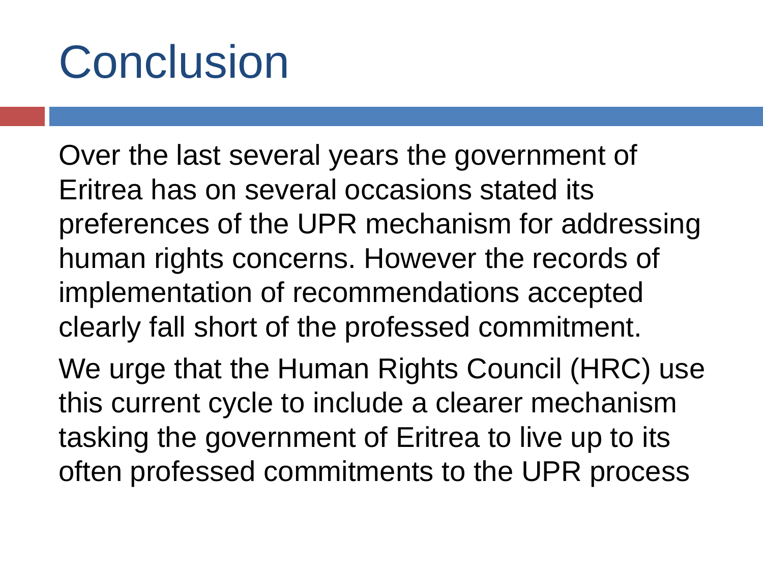# Conclusion

Over the last several years the government of Eritrea has on several occasions stated its preferences of the UPR mechanism for addressing human rights concerns. However the records of implementation of recommendations accepted clearly fall short of the professed commitment.

We urge that the Human Rights Council (HRC) use this current cycle to include a clearer mechanism tasking the government of Eritrea to live up to its often professed commitments to the UPR process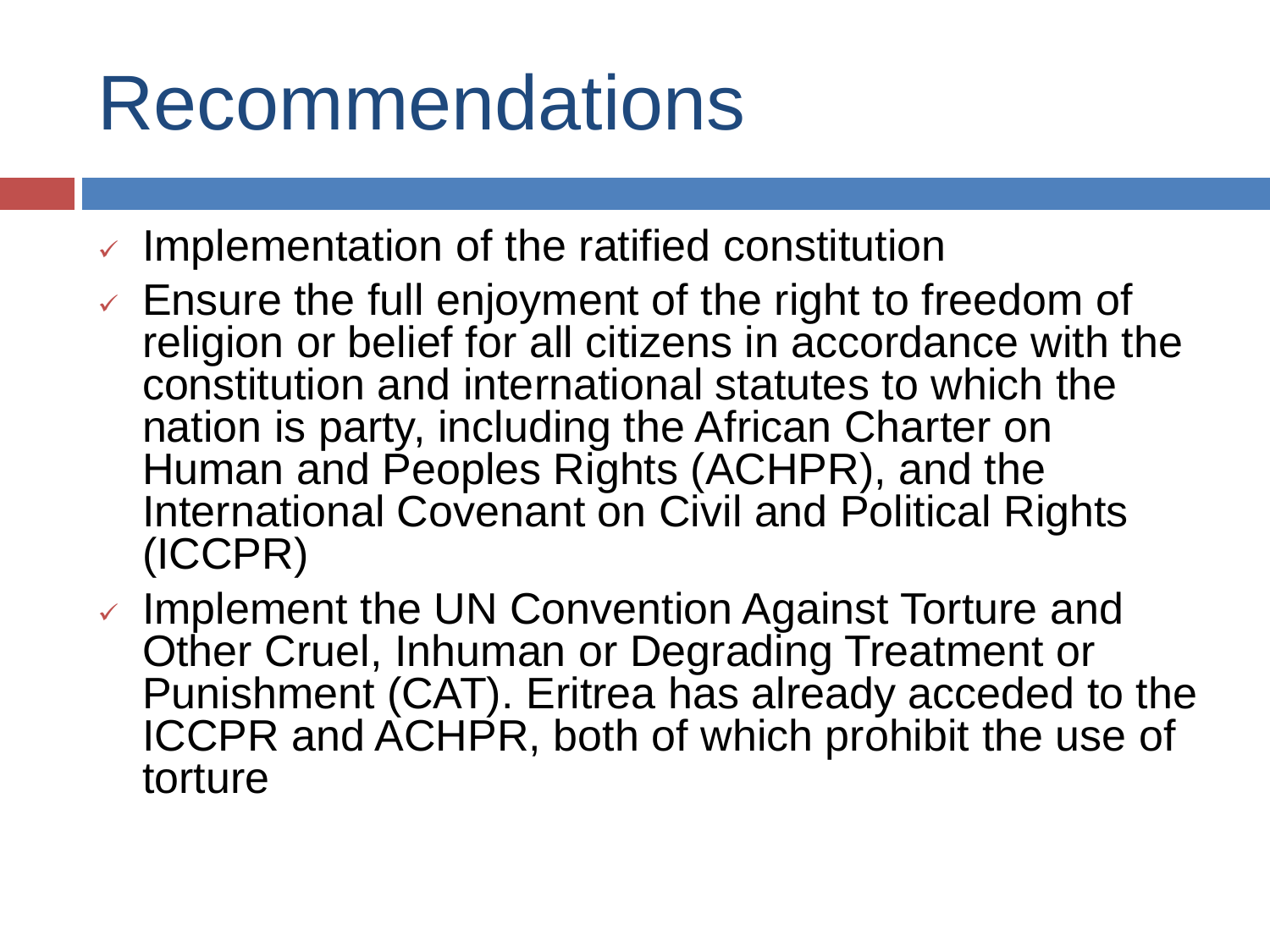# Recommendations

- Implementation of the ratified constitution
- Ensure the full enjoyment of the right to freedom of religion or belief for all citizens in accordance with the constitution and international statutes to which the nation is party, including the African Charter on Human and Peoples Rights (ACHPR), and the International Covenant on Civil and Political Rights (ICCPR)
- Implement the UN Convention Against Torture and Other Cruel, Inhuman or Degrading Treatment or Punishment (CAT). Eritrea has already acceded to the ICCPR and ACHPR, both of which prohibit the use of torture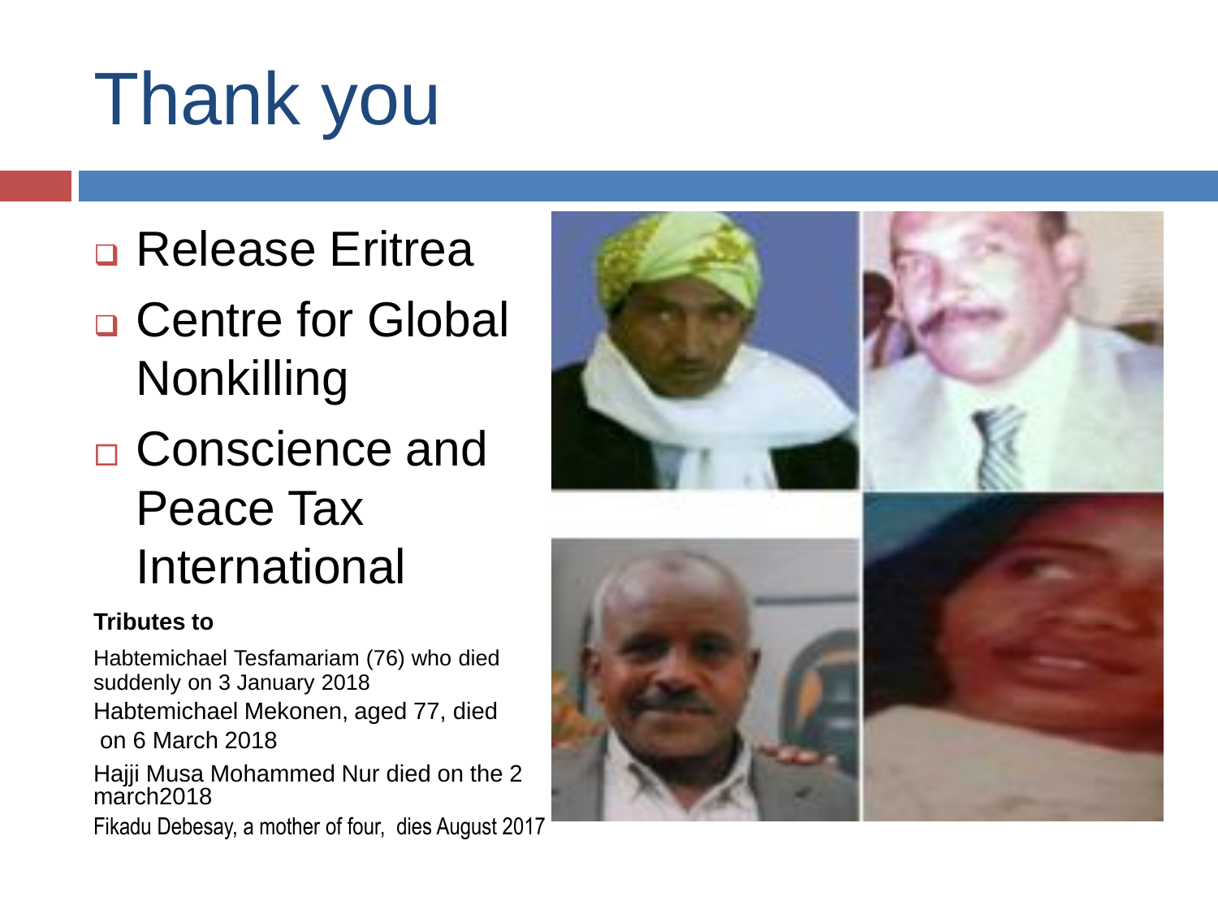# Thank you

- Release Eritrea
- Centre for Global Nonkilling
- Conscience and Peace Tax International

**Tributes to**

Habtemichael Tesfamariam (76) who died suddenly on 3 January 2018

Habtemichael Mekonen, aged 77, died on 6 March 2018

Hajji Musa Mohammed Nur died on the 2 march2018

Fikadu Debesay, a mother of four, dies August 2017